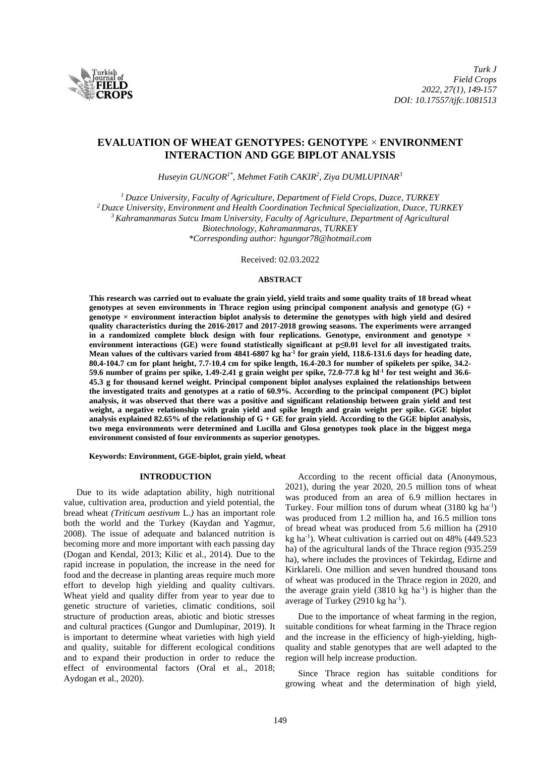# EVALUATION OF WHEAT GENOTYPES: GENOTYPE × ENVIRONMENT INTERACTION AND GGE BIPLOT ANALYSIS

*Huseyin GUNGOR[1*], Mehmet Fatih CAKIR[2], Ziya DUMLUPINAR[3]*

*[1] Duzce University, Faculty of Agriculture, Department of Field Crops, Duzce, TURKEY*
*[2] Duzce University, Environment and Health Coordination Technical Specialization, Duzce, TURKEY*
*[3] Kahramanmaras Sutcu Imam University, Faculty of Agriculture, Department of Agricultural Biotechnology, Kahramanmaras, TURKEY*
*\*Corresponding author: hgungor78@hotmail.com*

Received: 02.03.2022

### ABSTRACT

**This research was carried out to evaluate the grain yield, yield traits and some quality traits of 18 bread wheat genotypes at seven environments in Thrace region using principal component analysis and genotype (G) + genotype × environment interaction biplot analysis to determine the genotypes with high yield and desired quality characteristics during the 2016-2017 and 2017-2018 growing seasons. The experiments were arranged in a randomized complete block design with four replications. Genotype, environment and genotype × environment interactions (GE) were found statistically significant at p≤0.01 level for all investigated traits. Mean values of the cultivars varied from 4841-6807 kg ha$^{-1}$ for grain yield, 118.6-131.6 days for heading date, 80.4-104.7 cm for plant height, 7.7-10.4 cm for spike length, 16.4-20.3 for number of spikelets per spike, 34.2-59.6 number of grains per spike, 1.49-2.41 g grain weight per spike, 72.0-77.8 kg hl$^{-1}$ for test weight and 36.6-45.3 g for thousand kernel weight. Principal component biplot analyses explained the relationships between the investigated traits and genotypes at a ratio of 60.9%. According to the principal component (PC) biplot analysis, it was observed that there was a positive and significant relationship between grain yield and test weight, a negative relationship with grain yield and spike length and grain weight per spike. GGE biplot analysis explained 82.65% of the relationship of G + GE for grain yield. According to the GGE biplot analysis, two mega environments were determined and Lucilla and Glosa genotypes took place in the biggest mega environment consisted of four environments as superior genotypes.**

**Keywords: Environment, GGE-biplot, grain yield, wheat**

## INTRODUCTION

Due to its wide adaptation ability, high nutritional value, cultivation area, production and yield potential, the bread wheat *(Triticum aestivum* L.*)* has an important role both the world and the Turkey (Kaydan and Yagmur, 2008). The issue of adequate and balanced nutrition is becoming more and more important with each passing day (Dogan and Kendal, 2013; Kilic et al., 2014). Due to the rapid increase in population, the increase in the need for food and the decrease in planting areas require much more effort to develop high yielding and quality cultivars. Wheat yield and quality differ from year to year due to genetic structure of varieties, climatic conditions, soil structure of production areas, abiotic and biotic stresses and cultural practices (Gungor and Dumlupinar, 2019). It is important to determine wheat varieties with high yield and quality, suitable for different ecological conditions and to expand their production in order to reduce the effect of environmental factors (Oral et al., 2018; Aydogan et al., 2020).

According to the recent official data (Anonymous, 2021), during the year 2020, 20.5 million tons of wheat was produced from an area of 6.9 million hectares in Turkey. Four million tons of durum wheat (3180 kg ha$^{-1}$) was produced from 1.2 million ha, and 16.5 million tons of bread wheat was produced from 5.6 million ha (2910 kg ha$^{-1}$). Wheat cultivation is carried out on 48% (449.523 ha) of the agricultural lands of the Thrace region (935.259 ha), where includes the provinces of Tekirdag, Edirne and Kirklareli. One million and seven hundred thousand tons of wheat was produced in the Thrace region in 2020, and the average grain yield (3810 kg ha$^{-1}$) is higher than the average of Turkey (2910 kg ha$^{-1}$).

Due to the importance of wheat farming in the region, suitable conditions for wheat farming in the Thrace region and the increase in the efficiency of high-yielding, high-quality and stable genotypes that are well adapted to the region will help increase production.

Since Thrace region has suitable conditions for growing wheat and the determination of high yield,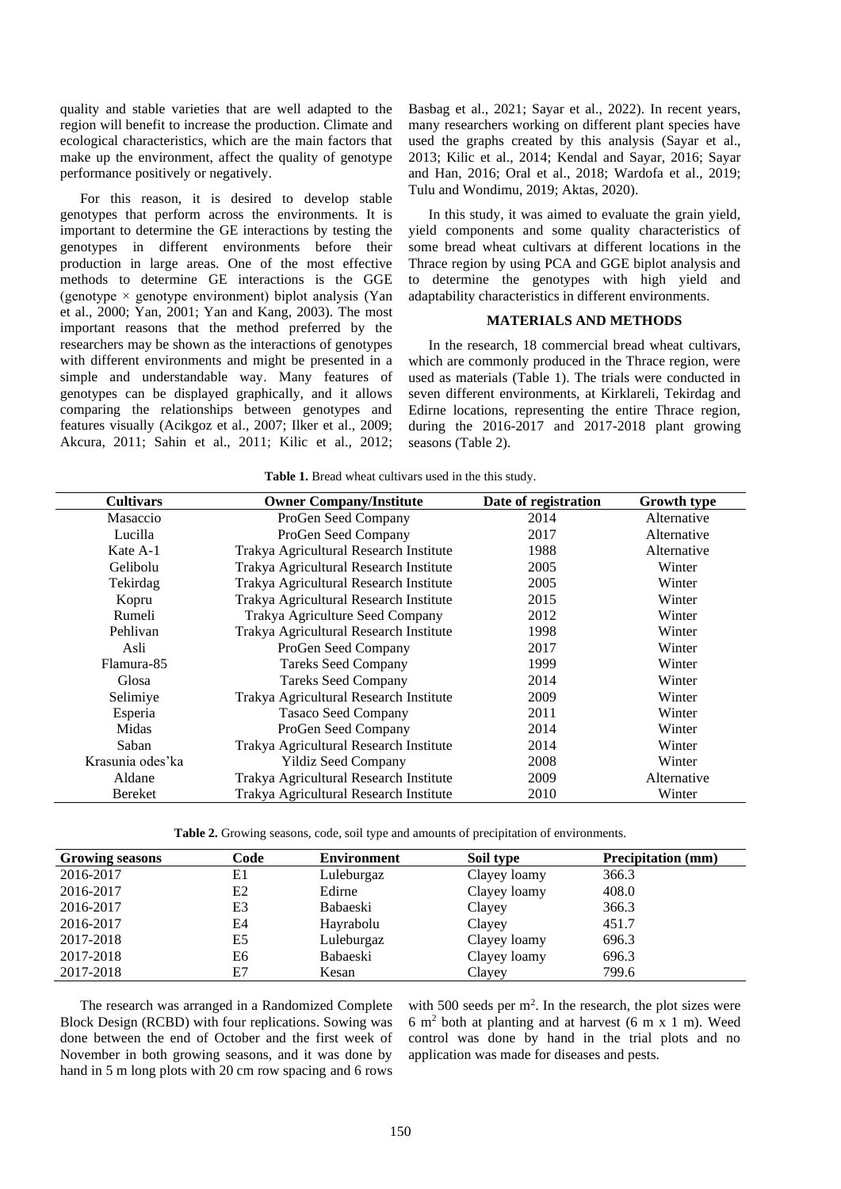quality and stable varieties that are well adapted to the region will benefit to increase the production. Climate and ecological characteristics, which are the main factors that make up the environment, affect the quality of genotype performance positively or negatively.

For this reason, it is desired to develop stable genotypes that perform across the environments. It is important to determine the GE interactions by testing the genotypes in different environments before their production in large areas. One of the most effective methods to determine GE interactions is the GGE (genotype × genotype environment) biplot analysis (Yan et al., 2000; Yan, 2001; Yan and Kang, 2003). The most important reasons that the method preferred by the researchers may be shown as the interactions of genotypes with different environments and might be presented in a simple and understandable way. Many features of genotypes can be displayed graphically, and it allows comparing the relationships between genotypes and features visually (Acikgoz et al., 2007; Ilker et al., 2009; Akcura, 2011; Sahin et al., 2011; Kilic et al., 2012; Basbag et al., 2021; Sayar et al., 2022). In recent years, many researchers working on different plant species have used the graphs created by this analysis (Sayar et al., 2013; Kilic et al., 2014; Kendal and Sayar, 2016; Sayar and Han, 2016; Oral et al., 2018; Wardofa et al., 2019; Tulu and Wondimu, 2019; Aktas, 2020).

In this study, it was aimed to evaluate the grain yield, yield components and some quality characteristics of some bread wheat cultivars at different locations in the Thrace region by using PCA and GGE biplot analysis and to determine the genotypes with high yield and adaptability characteristics in different environments.

## MATERIALS AND METHODS

In the research, 18 commercial bread wheat cultivars, which are commonly produced in the Thrace region, were used as materials (Table 1). The trials were conducted in seven different environments, at Kirklareli, Tekirdag and Edirne locations, representing the entire Thrace region, during the 2016-2017 and 2017-2018 plant growing seasons (Table 2).

**Table 1.** Bread wheat cultivars used in the this study.

| Cultivars | Owner Company/Institute | Date of registration | Growth type |
|---|---|---|---|
| Masaccio | ProGen Seed Company | 2014 | Alternative |
| Lucilla | ProGen Seed Company | 2017 | Alternative |
| Kate A-1 | Trakya Agricultural Research Institute | 1988 | Alternative |
| Gelibolu | Trakya Agricultural Research Institute | 2005 | Winter |
| Tekirdag | Trakya Agricultural Research Institute | 2005 | Winter |
| Kopru | Trakya Agricultural Research Institute | 2015 | Winter |
| Rumeli | Trakya Agriculture Seed Company | 2012 | Winter |
| Pehlivan | Trakya Agricultural Research Institute | 1998 | Winter |
| Asli | ProGen Seed Company | 2017 | Winter |
| Flamura-85 | Tareks Seed Company | 1999 | Winter |
| Glosa | Tareks Seed Company | 2014 | Winter |
| Selimiye | Trakya Agricultural Research Institute | 2009 | Winter |
| Esperia | Tasaco Seed Company | 2011 | Winter |
| Midas | ProGen Seed Company | 2014 | Winter |
| Saban | Trakya Agricultural Research Institute | 2014 | Winter |
| Krasunia odes'ka | Yildiz Seed Company | 2008 | Winter |
| Aldane | Trakya Agricultural Research Institute | 2009 | Alternative |
| Bereket | Trakya Agricultural Research Institute | 2010 | Winter |

**Table 2.** Growing seasons, code, soil type and amounts of precipitation of environments.

| Growing seasons | Code | Environment | Soil type | Precipitation (mm) |
|---|---|---|---|---|
| 2016-2017 | E1 | Luleburgaz | Clayey loamy | 366.3 |
| 2016-2017 | E2 | Edirne | Clayey loamy | 408.0 |
| 2016-2017 | E3 | Babaeski | Clayey | 366.3 |
| 2016-2017 | E4 | Hayrabolu | Clayey | 451.7 |
| 2017-2018 | E5 | Luleburgaz | Clayey loamy | 696.3 |
| 2017-2018 | E6 | Babaeski | Clayey loamy | 696.3 |
| 2017-2018 | E7 | Kesan | Clayey | 799.6 |

The research was arranged in a Randomized Complete Block Design (RCBD) with four replications. Sowing was done between the end of October and the first week of November in both growing seasons, and it was done by hand in 5 m long plots with 20 cm row spacing and 6 rows with 500 seeds per $m^2$. In the research, the plot sizes were 6 $m^2$ both at planting and at harvest (6 m x 1 m). Weed control was done by hand in the trial plots and no application was made for diseases and pests.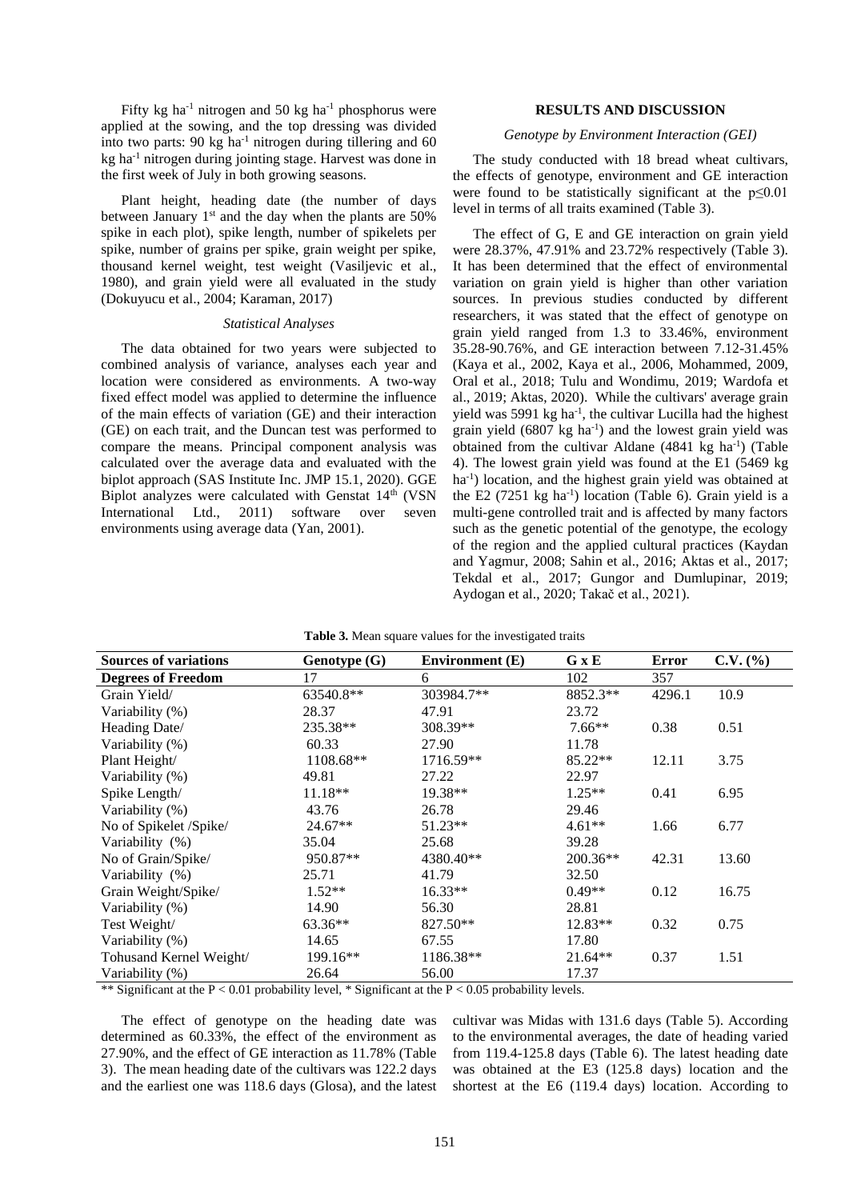Fifty kg ha$^{-1}$ nitrogen and 50 kg ha$^{-1}$ phosphorus were applied at the sowing, and the top dressing was divided into two parts: 90 kg ha$^{-1}$ nitrogen during tillering and 60 kg ha$^{-1}$ nitrogen during jointing stage. Harvest was done in the first week of July in both growing seasons.

Plant height, heading date (the number of days between January 1st and the day when the plants are 50% spike in each plot), spike length, number of spikelets per spike, number of grains per spike, grain weight per spike, thousand kernel weight, test weight (Vasiljevic et al., 1980), and grain yield were all evaluated in the study (Dokuyucu et al., 2004; Karaman, 2017)

### *Statistical Analyses*

The data obtained for two years were subjected to combined analysis of variance, analyses each year and location were considered as environments. A two-way fixed effect model was applied to determine the influence of the main effects of variation (GE) and their interaction (GE) on each trait, and the Duncan test was performed to compare the means. Principal component analysis was calculated over the average data and evaluated with the biplot approach (SAS Institute Inc. JMP 15.1, 2020). GGE Biplot analyzes were calculated with Genstat 14th (VSN International Ltd., 2011) software over seven environments using average data (Yan, 2001).

## RESULTS AND DISCUSSION

### *Genotype by Environment Interaction (GEI)*

The study conducted with 18 bread wheat cultivars, the effects of genotype, environment and GE interaction were found to be statistically significant at the $p \leq 0.01$ level in terms of all traits examined (Table 3).

The effect of G, E and GE interaction on grain yield were 28.37%, 47.91% and 23.72% respectively (Table 3). It has been determined that the effect of environmental variation on grain yield is higher than other variation sources. In previous studies conducted by different researchers, it was stated that the effect of genotype on grain yield ranged from 1.3 to 33.46%, environment 35.28-90.76%, and GE interaction between 7.12-31.45% (Kaya et al., 2002, Kaya et al., 2006, Mohammed, 2009, Oral et al., 2018; Tulu and Wondimu, 2019; Wardofa et al., 2019; Aktas, 2020). While the cultivars' average grain yield was 5991 kg ha$^{-1}$, the cultivar Lucilla had the highest grain yield (6807 kg ha$^{-1}$) and the lowest grain yield was obtained from the cultivar Aldane (4841 kg ha$^{-1}$) (Table 4). The lowest grain yield was found at the E1 (5469 kg ha$^{-1}$) location, and the highest grain yield was obtained at the E2 (7251 kg ha$^{-1}$) location (Table 6). Grain yield is a multi-gene controlled trait and is affected by many factors such as the genetic potential of the genotype, the ecology of the region and the applied cultural practices (Kaydan and Yagmur, 2008; Sahin et al., 2016; Aktas et al., 2017; Tekdal et al., 2017; Gungor and Dumlupinar, 2019; Aydogan et al., 2020; Takač et al., 2021).

**Table 3.** Mean square values for the investigated traits

| Sources of variations | Genotype (G) | Environment (E) | G x E | Error | C.V. (%) |
|---|---|---|---|---|---|
| **Degrees of Freedom** | 17 | 6 | 102 | 357 | |
| Grain Yield/ | 63540.8** | 303984.7** | 8852.3** | 4296.1 | 10.9 |
| Variability (%) | 28.37 | 47.91 | 23.72 | | |
| Heading Date/ | 235.38** | 308.39** | 7.66** | 0.38 | 0.51 |
| Variability (%) | 60.33 | 27.90 | 11.78 | | |
| Plant Height/ | 1108.68** | 1716.59** | 85.22** | 12.11 | 3.75 |
| Variability (%) | 49.81 | 27.22 | 22.97 | | |
| Spike Length/ | 11.18** | 19.38** | 1.25** | 0.41 | 6.95 |
| Variability (%) | 43.76 | 26.78 | 29.46 | | |
| No of Spikelet /Spike/ | 24.67** | 51.23** | 4.61** | 1.66 | 6.77 |
| Variability (%) | 35.04 | 25.68 | 39.28 | | |
| No of Grain/Spike/ | 950.87** | 4380.40** | 200.36** | 42.31 | 13.60 |
| Variability (%) | 25.71 | 41.79 | 32.50 | | |
| Grain Weight/Spike/ | 1.52** | 16.33** | 0.49** | 0.12 | 16.75 |
| Variability (%) | 14.90 | 56.30 | 28.81 | | |
| Test Weight/ | 63.36** | 827.50** | 12.83** | 0.32 | 0.75 |
| Variability (%) | 14.65 | 67.55 | 17.80 | | |
| Tohusand Kernel Weight/ | 199.16** | 1186.38** | 21.64** | 0.37 | 1.51 |
| Variability (%) | 26.64 | 56.00 | 17.37 | | |

** Significant at the $P < 0.01$ probability level, * Significant at the $P < 0.05$ probability levels.

The effect of genotype on the heading date was determined as 60.33%, the effect of the environment as 27.90%, and the effect of GE interaction as 11.78% (Table 3). The mean heading date of the cultivars was 122.2 days and the earliest one was 118.6 days (Glosa), and the latest cultivar was Midas with 131.6 days (Table 5). According to the environmental averages, the date of heading varied from 119.4-125.8 days (Table 6). The latest heading date was obtained at the E3 (125.8 days) location and the shortest at the E6 (119.4 days) location. According to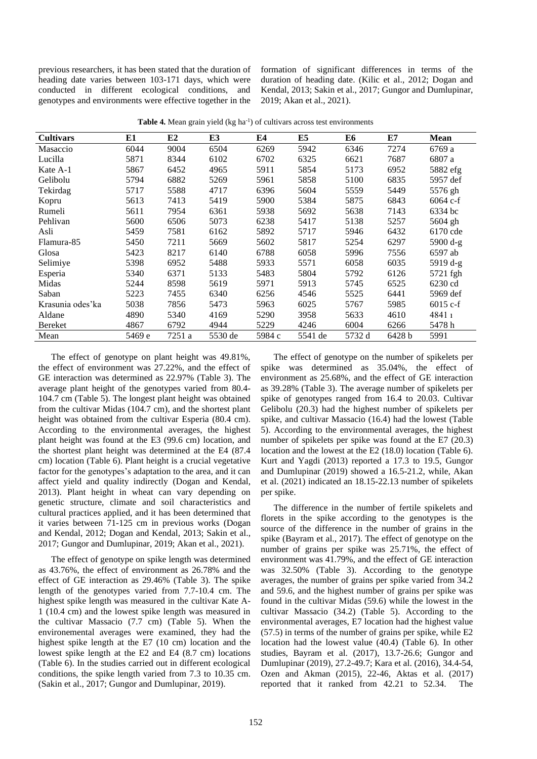previous researchers, it has been stated that the duration of heading date varies between 103-171 days, which were conducted in different ecological conditions, and genotypes and environments were effective together in the formation of significant differences in terms of the duration of heading date. (Kilic et al., 2012; Dogan and Kendal, 2013; Sakin et al., 2017; Gungor and Dumlupinar, 2019; Akan et al., 2021).

**Table 4.** Mean grain yield (kg ha$^{-1}$) of cultivars across test environments

| Cultivars | E1 | E2 | E3 | E4 | E5 | E6 | E7 | Mean |
|---|---|---|---|---|---|---|---|---|
| Masaccio | 6044 | 9004 | 6504 | 6269 | 5942 | 6346 | 7274 | 6769 a |
| Lucilla | 5871 | 8344 | 6102 | 6702 | 6325 | 6621 | 7687 | 6807 a |
| Kate A-1 | 5867 | 6452 | 4965 | 5911 | 5854 | 5173 | 6952 | 5882 efg |
| Gelibolu | 5794 | 6882 | 5269 | 5961 | 5858 | 5100 | 6835 | 5957 def |
| Tekirdag | 5717 | 5588 | 4717 | 6396 | 5604 | 5559 | 5449 | 5576 gh |
| Kopru | 5613 | 7413 | 5419 | 5900 | 5384 | 5875 | 6843 | 6064 c-f |
| Rumeli | 5611 | 7954 | 6361 | 5938 | 5692 | 5638 | 7143 | 6334 bc |
| Pehlivan | 5600 | 6506 | 5073 | 6238 | 5417 | 5138 | 5257 | 5604 gh |
| Asli | 5459 | 7581 | 6162 | 5892 | 5717 | 5946 | 6432 | 6170 cde |
| Flamura-85 | 5450 | 7211 | 5669 | 5602 | 5817 | 5254 | 6297 | 5900 d-g |
| Glosa | 5423 | 8217 | 6140 | 6788 | 6058 | 5996 | 7556 | 6597 ab |
| Selimiye | 5398 | 6952 | 5488 | 5933 | 5571 | 6058 | 6035 | 5919 d-g |
| Esperia | 5340 | 6371 | 5133 | 5483 | 5804 | 5792 | 6126 | 5721 fgh |
| Midas | 5244 | 8598 | 5619 | 5971 | 5913 | 5745 | 6525 | 6230 cd |
| Saban | 5223 | 7455 | 6340 | 6256 | 4546 | 5525 | 6441 | 5969 def |
| Krasunia odes'ka | 5038 | 7856 | 5473 | 5963 | 6025 | 5767 | 5985 | 6015 c-f |
| Aldane | 4890 | 5340 | 4169 | 5290 | 3958 | 5633 | 4610 | 4841 ı |
| Bereket | 4867 | 6792 | 4944 | 5229 | 4246 | 6004 | 6266 | 5478 h |
| Mean | 5469 e | 7251 a | 5530 de | 5984 c | 5541 de | 5732 d | 6428 b | 5991 |

The effect of genotype on plant height was 49.81%, the effect of environment was 27.22%, and the effect of GE interaction was determined as 22.97% (Table 3). The average plant height of the genotypes varied from 80.4-104.7 cm (Table 5). The longest plant height was obtained from the cultivar Midas (104.7 cm), and the shortest plant height was obtained from the cultivar Esperia (80.4 cm). According to the environmental averages, the highest plant height was found at the E3 (99.6 cm) location, and the shortest plant height was determined at the E4 (87.4 cm) location (Table 6). Plant height is a crucial vegetative factor for the genotypes's adaptation to the area, and it can affect yield and quality indirectly (Dogan and Kendal, 2013). Plant height in wheat can vary depending on genetic structure, climate and soil characteristics and cultural practices applied, and it has been determined that it varies between 71-125 cm in previous works (Dogan and Kendal, 2012; Dogan and Kendal, 2013; Sakin et al., 2017; Gungor and Dumlupinar, 2019; Akan et al., 2021).

The effect of genotype on spike length was determined as 43.76%, the effect of environment as 26.78% and the effect of GE interaction as 29.46% (Table 3). The spike length of the genotypes varied from 7.7-10.4 cm. The highest spike length was measured in the cultivar Kate A-1 (10.4 cm) and the lowest spike length was measured in the cultivar Massacio (7.7 cm) (Table 5). When the environemental averages were examined, they had the highest spike length at the E7 (10 cm) location and the lowest spike length at the E2 and E4 (8.7 cm) locations (Table 6). In the studies carried out in different ecological conditions, the spike length varied from 7.3 to 10.35 cm. (Sakin et al., 2017; Gungor and Dumlupinar, 2019).

The effect of genotype on the number of spikelets per spike was determined as 35.04%, the effect of environment as 25.68%, and the effect of GE interaction as 39.28% (Table 3). The average number of spikelets per spike of genotypes ranged from 16.4 to 20.03. Cultivar Gelibolu (20.3) had the highest number of spikelets per spike, and cultivar Massacio (16.4) had the lowest (Table 5). According to the environmental averages, the highest number of spikelets per spike was found at the E7 (20.3) location and the lowest at the E2 (18.0) location (Table 6). Kurt and Yagdi (2013) reported a 17.3 to 19.5, Gungor and Dumlupinar (2019) showed a 16.5-21.2, while, Akan et al. (2021) indicated an 18.15-22.13 number of spikelets per spike.

The difference in the number of fertile spikelets and florets in the spike according to the genotypes is the source of the difference in the number of grains in the spike (Bayram et al., 2017). The effect of genotype on the number of grains per spike was 25.71%, the effect of environment was 41.79%, and the effect of GE interaction was 32.50% (Table 3). According to the genotype averages, the number of grains per spike varied from 34.2 and 59.6, and the highest number of grains per spike was found in the cultivar Midas (59.6) while the lowest in the cultivar Massacio (34.2) (Table 5). According to the environmental averages, E7 location had the highest value (57.5) in terms of the number of grains per spike, while E2 location had the lowest value (40.4) (Table 6). In other studies, Bayram et al. (2017), 13.7-26.6; Gungor and Dumlupinar (2019), 27.2-49.7; Kara et al. (2016), 34.4-54, Ozen and Akman (2015), 22-46, Aktas et al. (2017) reported that it ranked from 42.21 to 52.34. The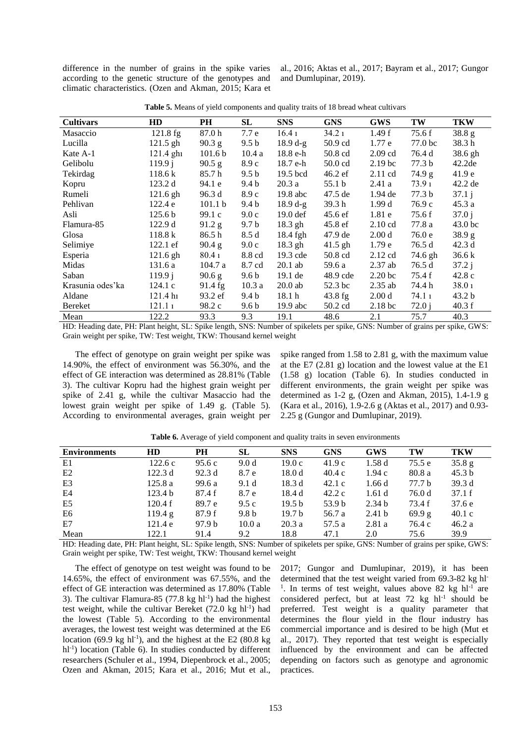difference in the number of grains in the spike varies according to the genetic structure of the genotypes and climatic characteristics. (Ozen and Akman, 2015; Kara et al., 2016; Aktas et al., 2017; Bayram et al., 2017; Gungor and Dumlupinar, 2019).

**Table 5.** Means of yield components and quality traits of 18 bread wheat cultivars

| Cultivars | HD | PH | SL | SNS | GNS | GWS | TW | TKW |
|---|---|---|---|---|---|---|---|---|
| Masaccio | 121.8 fg | 87.0 h | 7.7 e | 16.4 ı | 34.2 ı | 1.49 f | 75.6 f | 38.8 g |
| Lucilla | 121.5 gh | 90.3 g | 9.5 b | 18.9 d-g | 50.9 cd | 1.77 e | 77.0 bc | 38.3 h |
| Kate A-1 | 121.4 ghı | 101.6 b | 10.4 a | 18.8 e-h | 50.8 cd | 2.09 cd | 76.4 d | 38.6 gh |
| Gelibolu | 119.9 j | 90.5 g | 8.9 c | 18.7 e-h | 50.0 cd | 2.19 bc | 77.3 b | 42.2de |
| Tekirdag | 118.6 k | 85.7 h | 9.5 b | 19.5 bcd | 46.2 ef | 2.11 cd | 74.9 g | 41.9 e |
| Kopru | 123.2 d | 94.1 e | 9.4 b | 20.3 a | 55.1 b | 2.41 a | 73.9 ı | 42.2 de |
| Rumeli | 121.6 gh | 96.3 d | 8.9 c | 19.8 abc | 47.5 de | 1.94 de | 77.3 b | 37.1 j |
| Pehlivan | 122.4 e | 101.1 b | 9.4 b | 18.9 d-g | 39.3 h | 1.99 d | 76.9 c | 45.3 a |
| Asli | 125.6 b | 99.1 c | 9.0 c | 19.0 def | 45.6 ef | 1.81 e | 75.6 f | 37.0 j |
| Flamura-85 | 122.9 d | 91.2 g | 9.7 b | 18.3 gh | 45.8 ef | 2.10 cd | 77.8 a | 43.0 bc |
| Glosa | 118.8 k | 86.5 h | 8.5 d | 18.4 fgh | 47.9 de | 2.00 d | 76.0 e | 38.9 g |
| Selimiye | 122.1 ef | 90.4 g | 9.0 c | 18.3 gh | 41.5 gh | 1.79 e | 76.5 d | 42.3 d |
| Esperia | 121.6 gh | 80.4 ı | 8.8 cd | 19.3 cde | 50.8 cd | 2.12 cd | 74.6 gh | 36.6 k |
| Midas | 131.6 a | 104.7 a | 8.7 cd | 20.1 ab | 59.6 a | 2.37 ab | 76.5 d | 37.2 j |
| Saban | 119.9 j | 90.6 g | 9.6 b | 19.1 de | 48.9 cde | 2.20 bc | 75.4 f | 42.8 c |
| Krasunia odes'ka | 124.1 c | 91.4 fg | 10.3 a | 20.0 ab | 52.3 bc | 2.35 ab | 74.4 h | 38.0 ı |
| Aldane | 121.4 hı | 93.2 ef | 9.4 b | 18.1 h | 43.8 fg | 2.00 d | 74.1 ı | 43.2 b |
| Bereket | 121.1 ı | 98.2 c | 9.6 b | 19.9 abc | 50.2 cd | 2.18 bc | 72.0 j | 40.3 f |
| Mean | 122.2 | 93.3 | 9.3 | 19.1 | 48.6 | 2.1 | 75.7 | 40.3 |

HD: Heading date, PH: Plant height, SL: Spike length, SNS: Number of spikelets per spike, GNS: Number of grains per spike, GWS: Grain weight per spike, TW: Test weight, TKW: Thousand kernel weight

The effect of genotype on grain weight per spike was 14.90%, the effect of environment was 56.30%, and the effect of GE interaction was determined as 28.81% (Table 3). The cultivar Kopru had the highest grain weight per spike of 2.41 g, while the cultivar Masaccio had the lowest grain weight per spike of 1.49 g. (Table 5). According to environmental averages, grain weight per spike ranged from 1.58 to 2.81 g, with the maximum value at the E7 (2.81 g) location and the lowest value at the E1 (1.58 g) location (Table 6). In studies conducted in different environments, the grain weight per spike was determined as 1-2 g, (Ozen and Akman, 2015), 1.4-1.9 g (Kara et al., 2016), 1.9-2.6 g (Aktas et al., 2017) and 0.93-2.25 g (Gungor and Dumlupinar, 2019).

**Table 6.** Average of yield component and quality traits in seven environments

| Environments | HD | PH | SL | SNS | GNS | GWS | TW | TKW |
|---|---|---|---|---|---|---|---|---|
| E1 | 122.6 c | 95.6 c | 9.0 d | 19.0 c | 41.9 c | 1.58 d | 75.5 e | 35.8 g |
| E2 | 122.3 d | 92.3 d | 8.7 e | 18.0 d | 40.4 c | 1.94 c | 80.8 a | 45.3 b |
| E3 | 125.8 a | 99.6 a | 9.1 d | 18.3 d | 42.1 c | 1.66 d | 77.7 b | 39.3 d |
| E4 | 123.4 b | 87.4 f | 8.7 e | 18.4 d | 42.2 c | 1.61 d | 76.0 d | 37.1 f |
| E5 | 120.4 f | 89.7 e | 9.5 c | 19.5 b | 53.9 b | 2.34 b | 73.4 f | 37.6 e |
| E6 | 119.4 g | 87.9 f | 9.8 b | 19.7 b | 56.7 a | 2.41 b | 69.9 g | 40.1 c |
| E7 | 121.4 e | 97.9 b | 10.0 a | 20.3 a | 57.5 a | 2.81 a | 76.4 c | 46.2 a |
| Mean | 122.1 | 91.4 | 9.2 | 18.8 | 47.1 | 2.0 | 75.6 | 39.9 |

HD: Heading date, PH: Plant height, SL: Spike length, SNS: Number of spikelets per spike, GNS: Number of grains per spike, GWS: Grain weight per spike, TW: Test weight, TKW: Thousand kernel weight

The effect of genotype on test weight was found to be 14.65%, the effect of environment was 67.55%, and the effect of GE interaction was determined as 17.80% (Table 3). The cultivar Flamura-85 (77.8 kg hl$^{-1}$) had the highest test weight, while the cultivar Bereket (72.0 kg hl$^{-1}$) had the lowest (Table 5). According to the environmental averages, the lowest test weight was determined at the E6 location (69.9 kg hl$^{-1}$), and the highest at the E2 (80.8 kg hl$^{-1}$) location (Table 6). In studies conducted by different researchers (Schuler et al., 1994, Diepenbrock et al., 2005; Ozen and Akman, 2015; Kara et al., 2016; Mut et al., 2017; Gungor and Dumlupinar, 2019), it has been determined that the test weight varied from 69.3-82 kg hl$^{-1}$. In terms of test weight, values above 82 kg hl$^{-1}$ are considered perfect, but at least 72 kg hl$^{-1}$ should be preferred. Test weight is a quality parameter that determines the flour yield in the flour industry has commercial importance and is desired to be high (Mut et al., 2017). They reported that test weight is especially influenced by the environment and can be affected depending on factors such as genotype and agronomic practices.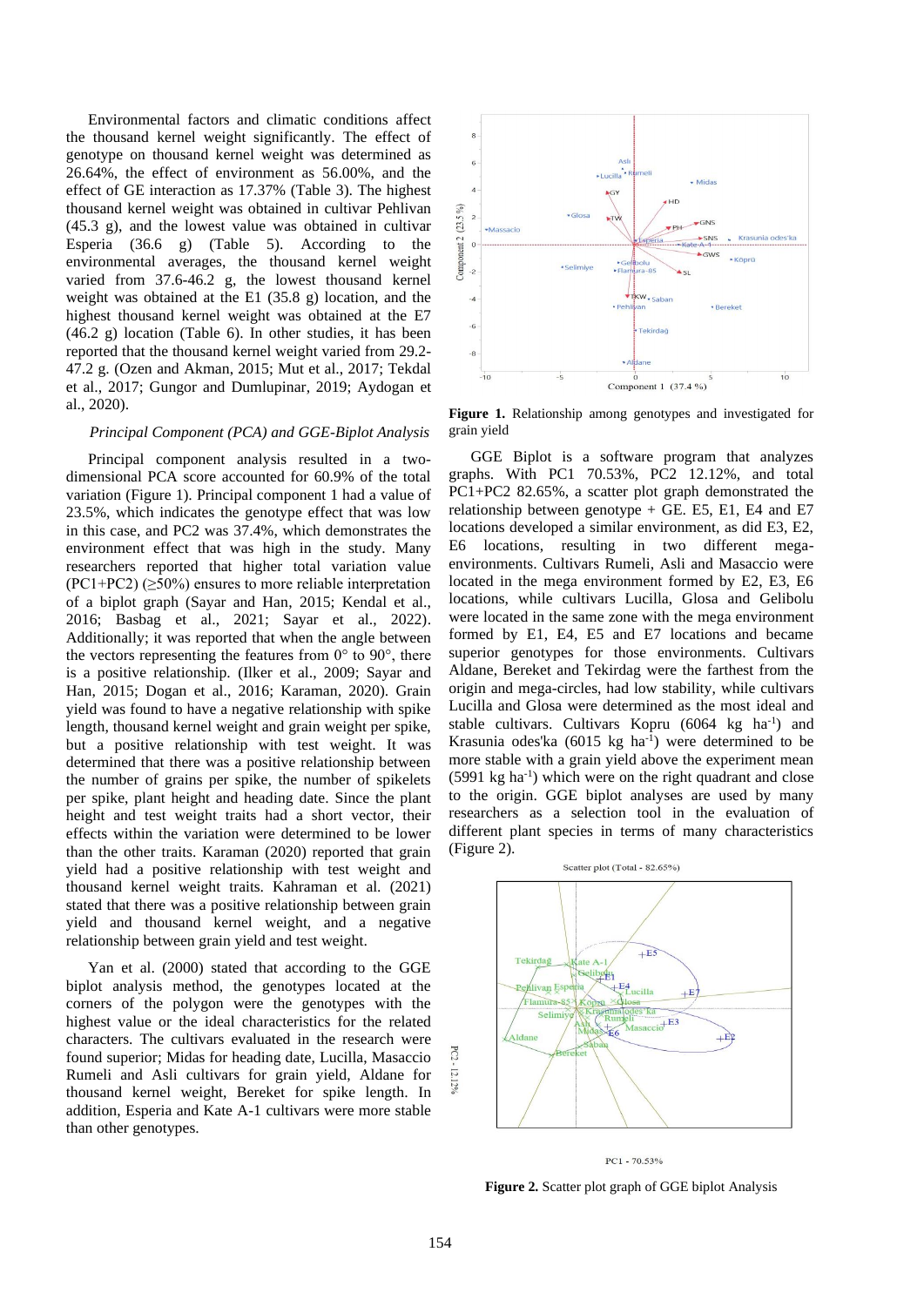Environmental factors and climatic conditions affect the thousand kernel weight significantly. The effect of genotype on thousand kernel weight was determined as 26.64%, the effect of environment as 56.00%, and the effect of GE interaction as 17.37% (Table 3). The highest thousand kernel weight was obtained in cultivar Pehlivan (45.3 g), and the lowest value was obtained in cultivar Esperia (36.6 g) (Table 5). According to the environmental averages, the thousand kernel weight varied from 37.6-46.2 g, the lowest thousand kernel weight was obtained at the E1 (35.8 g) location, and the highest thousand kernel weight was obtained at the E7 (46.2 g) location (Table 6). In other studies, it has been reported that the thousand kernel weight varied from 29.2-47.2 g. (Ozen and Akman, 2015; Mut et al., 2017; Tekdal et al., 2017; Gungor and Dumlupinar, 2019; Aydogan et al., 2020).

*Principal Component (PCA) and GGE-Biplot Analysis*

Principal component analysis resulted in a two-dimensional PCA score accounted for 60.9% of the total variation (Figure 1). Principal component 1 had a value of 23.5%, which indicates the genotype effect that was low in this case, and PC2 was 37.4%, which demonstrates the environment effect that was high in the study. Many researchers reported that higher total variation value (PC1+PC2) (≥50%) ensures to more reliable interpretation of a biplot graph (Sayar and Han, 2015; Kendal et al., 2016; Basbag et al., 2021; Sayar et al., 2022). Additionally; it was reported that when the angle between the vectors representing the features from 0° to 90°, there is a positive relationship. (Ilker et al., 2009; Sayar and Han, 2015; Dogan et al., 2016; Karaman, 2020). Grain yield was found to have a negative relationship with spike length, thousand kernel weight and grain weight per spike, but a positive relationship with test weight. It was determined that there was a positive relationship between the number of grains per spike, the number of spikelets per spike, plant height and heading date. Since the plant height and test weight traits had a short vector, their effects within the variation were determined to be lower than the other traits. Karaman (2020) reported that grain yield had a positive relationship with test weight and thousand kernel weight traits. Kahraman et al. (2021) stated that there was a positive relationship between grain yield and thousand kernel weight, and a negative relationship between grain yield and test weight.

Yan et al. (2000) stated that according to the GGE biplot analysis method, the genotypes located at the corners of the polygon were the genotypes with the highest value or the ideal characteristics for the related characters. The cultivars evaluated in the research were found superior; Midas for heading date, Lucilla, Masaccio Rumeli and Asli cultivars for grain yield, Aldane for thousand kernel weight, Bereket for spike length. In addition, Esperia and Kate A-1 cultivars were more stable than other genotypes.

**Figure 1.** Relationship among genotypes and investigated for grain yield

GGE Biplot is a software program that analyzes graphs. With PC1 70.53%, PC2 12.12%, and total PC1+PC2 82.65%, a scatter plot graph demonstrated the relationship between genotype + GE. E5, E1, E4 and E7 locations developed a similar environment, as did E3, E2, E6 locations, resulting in two different mega-environments. Cultivars Rumeli, Asli and Masaccio were located in the mega environment formed by E2, E3, E6 locations, while cultivars Lucilla, Glosa and Gelibolu were located in the same zone with the mega environment formed by E1, E4, E5 and E7 locations and became superior genotypes for those environments. Cultivars Aldane, Bereket and Tekirdag were the farthest from the origin and mega-circles, had low stability, while cultivars Lucilla and Glosa were determined as the most ideal and stable cultivars. Cultivars Kopru (6064 kg ha$^{-1}$) and Krasunia odes'ka (6015 kg ha$^{-1}$) were determined to be more stable with a grain yield above the experiment mean (5991 kg ha$^{-1}$) which were on the right quadrant and close to the origin. GGE biplot analyses are used by many researchers as a selection tool in the evaluation of different plant species in terms of many characteristics (Figure 2).

**Figure 2.** Scatter plot graph of GGE biplot Analysis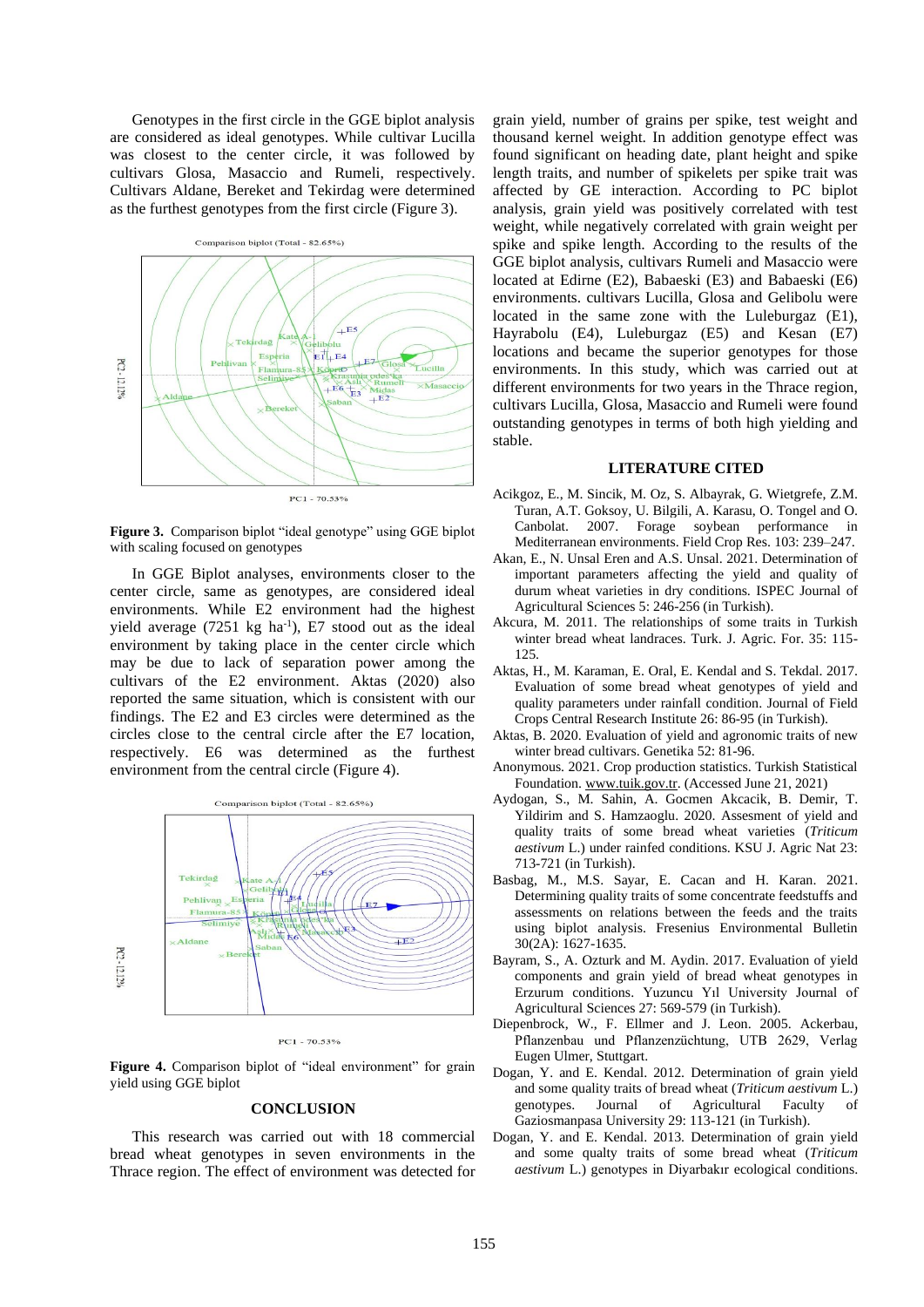Genotypes in the first circle in the GGE biplot analysis are considered as ideal genotypes. While cultivar Lucilla was closest to the center circle, it was followed by cultivars Glosa, Masaccio and Rumeli, respectively. Cultivars Aldane, Bereket and Tekirdag were determined as the furthest genotypes from the first circle (Figure 3).

**Figure 3.** Comparison biplot "ideal genotype" using GGE biplot with scaling focused on genotypes

In GGE Biplot analyses, environments closer to the center circle, same as genotypes, are considered ideal environments. While E2 environment had the highest yield average (7251 kg ha$^{-1}$), E7 stood out as the ideal environment by taking place in the center circle which may be due to lack of separation power among the cultivars of the E2 environment. Aktas (2020) also reported the same situation, which is consistent with our findings. The E2 and E3 circles were determined as the circles close to the central circle after the E7 location, respectively. E6 was determined as the furthest environment from the central circle (Figure 4).

**Figure 4.** Comparison biplot of "ideal environment" for grain yield using GGE biplot

## CONCLUSION

This research was carried out with 18 commercial bread wheat genotypes in seven environments in the Thrace region. The effect of environment was detected for grain yield, number of grains per spike, test weight and thousand kernel weight. In addition genotype effect was found significant on heading date, plant height and spike length traits, and number of spikelets per spike trait was affected by GE interaction. According to PC biplot analysis, grain yield was positively correlated with test weight, while negatively correlated with grain weight per spike and spike length. According to the results of the GGE biplot analysis, cultivars Rumeli and Masaccio were located at Edirne (E2), Babaeski (E3) and Babaeski (E6) environments. cultivars Lucilla, Glosa and Gelibolu were located in the same zone with the Luleburgaz (E1), Hayrabolu (E4), Luleburgaz (E5) and Kesan (E7) locations and became the superior genotypes for those environments. In this study, which was carried out at different environments for two years in the Thrace region, cultivars Lucilla, Glosa, Masaccio and Rumeli were found outstanding genotypes in terms of both high yielding and stable.

## LITERATURE CITED

Acikgoz, E., M. Sincik, M. Oz, S. Albayrak, G. Wietgrefe, Z.M. Turan, A.T. Goksoy, U. Bilgili, A. Karasu, O. Tongel and O. Canbolat. 2007. Forage soybean performance in Mediterranean environments. Field Crop Res. 103: 239–247.

Akan, E., N. Unsal Eren and A.S. Unsal. 2021. Determination of important parameters affecting the yield and quality of durum wheat varieties in dry conditions. ISPEC Journal of Agricultural Sciences 5: 246-256 (in Turkish).

Akcura, M. 2011. The relationships of some traits in Turkish winter bread wheat landraces. Turk. J. Agric. For. 35: 115-125.

Aktas, H., M. Karaman, E. Oral, E. Kendal and S. Tekdal. 2017. Evaluation of some bread wheat genotypes of yield and quality parameters under rainfall condition. Journal of Field Crops Central Research Institute 26: 86-95 (in Turkish).

Aktas, B. 2020. Evaluation of yield and agronomic traits of new winter bread cultivars. Genetika 52: 81-96.

Anonymous. 2021. Crop production statistics. Turkish Statistical Foundation. www.tuik.gov.tr. (Accessed June 21, 2021)

Aydogan, S., M. Sahin, A. Gocmen Akcacik, B. Demir, T. Yildirim and S. Hamzaoglu. 2020. Assesment of yield and quality traits of some bread wheat varieties (*Triticum aestivum* L.) under rainfed conditions. KSU J. Agric Nat 23: 713-720 (in Turkish).

Basbag, M., M.S. Sayar, E. Cacan and H. Karan. 2021. Determining quality traits of some concentrate feedstuffs and assessments on relations between the feeds and the traits using biplot analysis. Fresenius Environmental Bulletin 30(2A): 1627-1635.

Bayram, S., A. Ozturk and M. Aydin. 2017. Evaluation of yield components and grain yield of bread wheat genotypes in Erzurum conditions. Yuzuncu Yıl University Journal of Agricultural Sciences 27: 569-579 (in Turkish).

Diepenbrock, W., F. Ellmer and J. Leon. 2005. Ackerbau, Pflanzenbau und Pflanzenzüchtung, UTB 2629, Verlag Eugen Ulmer, Stuttgart.

Dogan, Y. and E. Kendal. 2012. Determination of grain yield and some quality traits of bread wheat (*Triticum aestivum* L.) genotypes. Journal of Agricultural Faculty of Gaziosmanpasa University 29: 113-121 (in Turkish).

Dogan, Y. and E. Kendal. 2013. Determination of grain yield and some qualty traits of some bread wheat (*Triticum aestivum* L.) genotypes in Diyarbakır ecological conditions.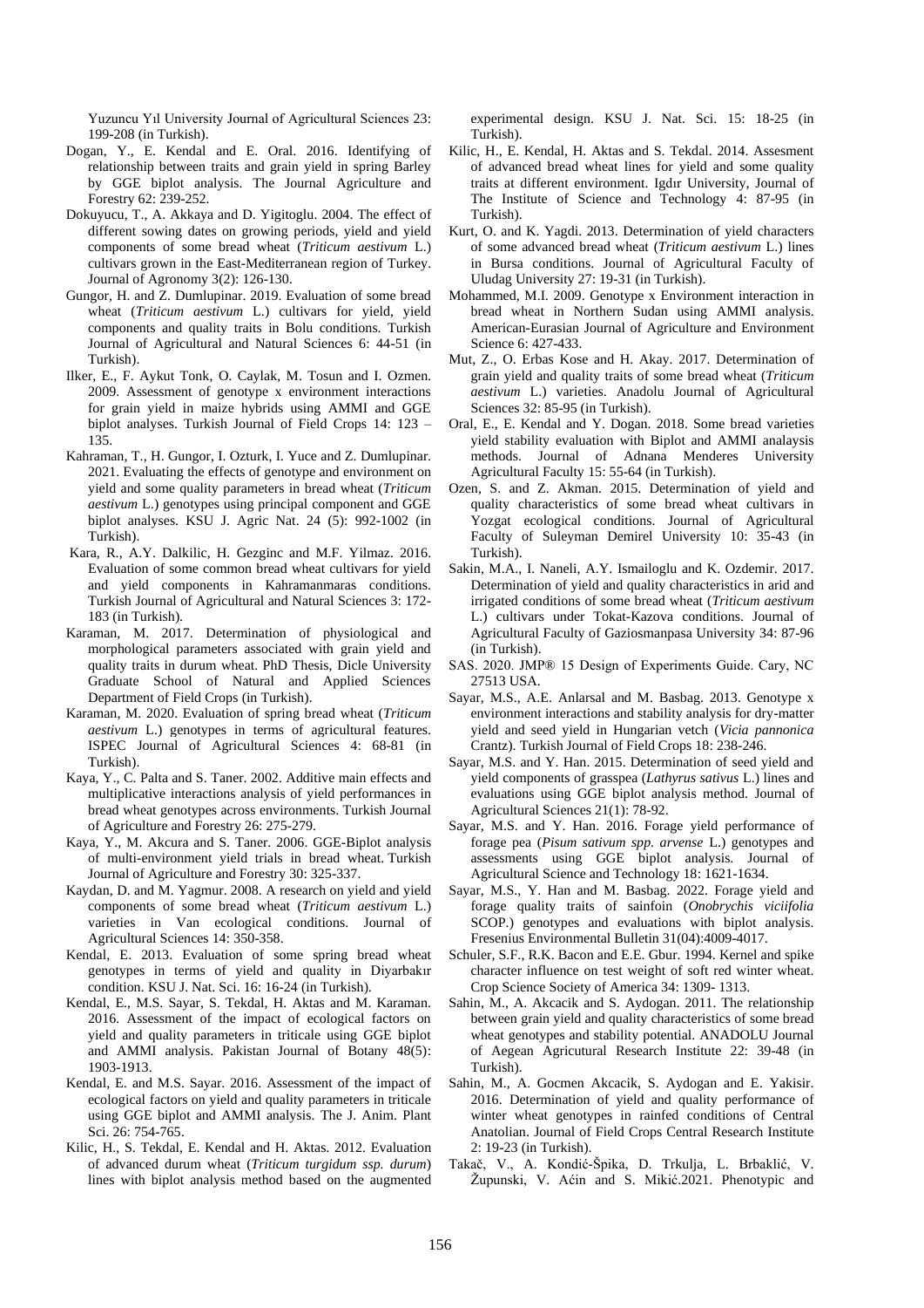Yuzuncu Yıl University Journal of Agricultural Sciences 23: 199-208 (in Turkish).

Dogan, Y., E. Kendal and E. Oral. 2016. Identifying of relationship between traits and grain yield in spring Barley by GGE biplot analysis. The Journal Agriculture and Forestry 62: 239-252.

Dokuyucu, T., A. Akkaya and D. Yigitoglu. 2004. The effect of different sowing dates on growing periods, yield and yield components of some bread wheat (*Triticum aestivum* L.) cultivars grown in the East-Mediterranean region of Turkey. Journal of Agronomy 3(2): 126-130.

Gungor, H. and Z. Dumlupinar. 2019. Evaluation of some bread wheat (*Triticum aestivum* L.) cultivars for yield, yield components and quality traits in Bolu conditions. Turkish Journal of Agricultural and Natural Sciences 6: 44-51 (in Turkish).

Ilker, E., F. Aykut Tonk, O. Caylak, M. Tosun and I. Ozmen. 2009. Assessment of genotype x environment interactions for grain yield in maize hybrids using AMMI and GGE biplot analyses. Turkish Journal of Field Crops 14: 123 – 135.

Kahraman, T., H. Gungor, I. Ozturk, I. Yuce and Z. Dumlupinar. 2021. Evaluating the effects of genotype and environment on yield and some quality parameters in bread wheat (*Triticum aestivum* L.) genotypes using principal component and GGE biplot analyses. KSU J. Agric Nat. 24 (5): 992-1002 (in Turkish).

Kara, R., A.Y. Dalkilic, H. Gezginc and M.F. Yilmaz. 2016. Evaluation of some common bread wheat cultivars for yield and yield components in Kahramanmaras conditions. Turkish Journal of Agricultural and Natural Sciences 3: 172-183 (in Turkish).

Karaman, M. 2017. Determination of physiological and morphological parameters associated with grain yield and quality traits in durum wheat. PhD Thesis, Dicle University Graduate School of Natural and Applied Sciences Department of Field Crops (in Turkish).

Karaman, M. 2020. Evaluation of spring bread wheat (*Triticum aestivum* L.) genotypes in terms of agricultural features. ISPEC Journal of Agricultural Sciences 4: 68-81 (in Turkish).

Kaya, Y., C. Palta and S. Taner. 2002. Additive main effects and multiplicative interactions analysis of yield performances in bread wheat genotypes across environments. Turkish Journal of Agriculture and Forestry 26: 275-279.

Kaya, Y., M. Akcura and S. Taner. 2006. GGE-Biplot analysis of multi-environment yield trials in bread wheat. Turkish Journal of Agriculture and Forestry 30: 325-337.

Kaydan, D. and M. Yagmur. 2008. A research on yield and yield components of some bread wheat (*Triticum aestivum* L.) varieties in Van ecological conditions. Journal of Agricultural Sciences 14: 350-358.

Kendal, E. 2013. Evaluation of some spring bread wheat genotypes in terms of yield and quality in Diyarbakır condition. KSU J. Nat. Sci. 16: 16-24 (in Turkish).

Kendal, E., M.S. Sayar, S. Tekdal, H. Aktas and M. Karaman. 2016. Assessment of the impact of ecological factors on yield and quality parameters in triticale using GGE biplot and AMMI analysis. Pakistan Journal of Botany 48(5): 1903-1913.

Kendal, E. and M.S. Sayar. 2016. Assessment of the impact of ecological factors on yield and quality parameters in triticale using GGE biplot and AMMI analysis. The J. Anim. Plant Sci. 26: 754-765.

Kilic, H., S. Tekdal, E. Kendal and H. Aktas. 2012. Evaluation of advanced durum wheat (*Triticum turgidum ssp. durum*) lines with biplot analysis method based on the augmented experimental design. KSU J. Nat. Sci. 15: 18-25 (in Turkish).

Kilic, H., E. Kendal, H. Aktas and S. Tekdal. 2014. Assesment of advanced bread wheat lines for yield and some quality traits at different environment. Igdır University, Journal of The Institute of Science and Technology 4: 87-95 (in Turkish).

Kurt, O. and K. Yagdi. 2013. Determination of yield characters of some advanced bread wheat (*Triticum aestivum* L.) lines in Bursa conditions. Journal of Agricultural Faculty of Uludag University 27: 19-31 (in Turkish).

Mohammed, M.I. 2009. Genotype x Environment interaction in bread wheat in Northern Sudan using AMMI analysis. American-Eurasian Journal of Agriculture and Environment Science 6: 427-433.

Mut, Z., O. Erbas Kose and H. Akay. 2017. Determination of grain yield and quality traits of some bread wheat (*Triticum aestivum* L.) varieties. Anadolu Journal of Agricultural Sciences 32: 85-95 (in Turkish).

Oral, E., E. Kendal and Y. Dogan. 2018. Some bread varieties yield stability evaluation with Biplot and AMMI analaysis methods. Journal of Adnana Menderes University Agricultural Faculty 15: 55-64 (in Turkish).

Ozen, S. and Z. Akman. 2015. Determination of yield and quality characteristics of some bread wheat cultivars in Yozgat ecological conditions. Journal of Agricultural Faculty of Suleyman Demirel University 10: 35-43 (in Turkish).

Sakin, M.A., I. Naneli, A.Y. Ismailoglu and K. Ozdemir. 2017. Determination of yield and quality characteristics in arid and irrigated conditions of some bread wheat (*Triticum aestivum* L.) cultivars under Tokat-Kazova conditions. Journal of Agricultural Faculty of Gaziosmanpasa University 34: 87-96 (in Turkish).

SAS. 2020. JMP® 15 Design of Experiments Guide. Cary, NC 27513 USA.

Sayar, M.S., A.E. Anlarsal and M. Basbag. 2013. Genotype x environment interactions and stability analysis for dry-matter yield and seed yield in Hungarian vetch (*Vicia pannonica* Crantz). Turkish Journal of Field Crops 18: 238-246.

Sayar, M.S. and Y. Han. 2015. Determination of seed yield and yield components of grasspea (*Lathyrus sativus* L.) lines and evaluations using GGE biplot analysis method. Journal of Agricultural Sciences 21(1): 78-92.

Sayar, M.S. and Y. Han. 2016. Forage yield performance of forage pea (*Pisum sativum spp. arvense* L.) genotypes and assessments using GGE biplot analysis. Journal of Agricultural Science and Technology 18: 1621-1634.

Sayar, M.S., Y. Han and M. Basbag. 2022. Forage yield and forage quality traits of sainfoin (*Onobrychis viciifolia* SCOP.) genotypes and evaluations with biplot analysis. Fresenius Environmental Bulletin 31(04):4009-4017.

Schuler, S.F., R.K. Bacon and E.E. Gbur. 1994. Kernel and spike character influence on test weight of soft red winter wheat. Crop Science Society of America 34: 1309- 1313.

Sahin, M., A. Akcacik and S. Aydogan. 2011. The relationship between grain yield and quality characteristics of some bread wheat genotypes and stability potential. ANADOLU Journal of Aegean Agricultural Research Institute 22: 39-48 (in Turkish).

Sahin, M., A. Gocmen Akcacik, S. Aydogan and E. Yakisir. 2016. Determination of yield and quality performance of winter wheat genotypes in rainfed conditions of Central Anatolian. Journal of Field Crops Central Research Institute 2: 19-23 (in Turkish).

Takač, V., A. Kondić-Špika, D. Trkulja, L. Brbaklić, V. Župunski, V. Aćin and S. Mikić.2021. Phenotypic and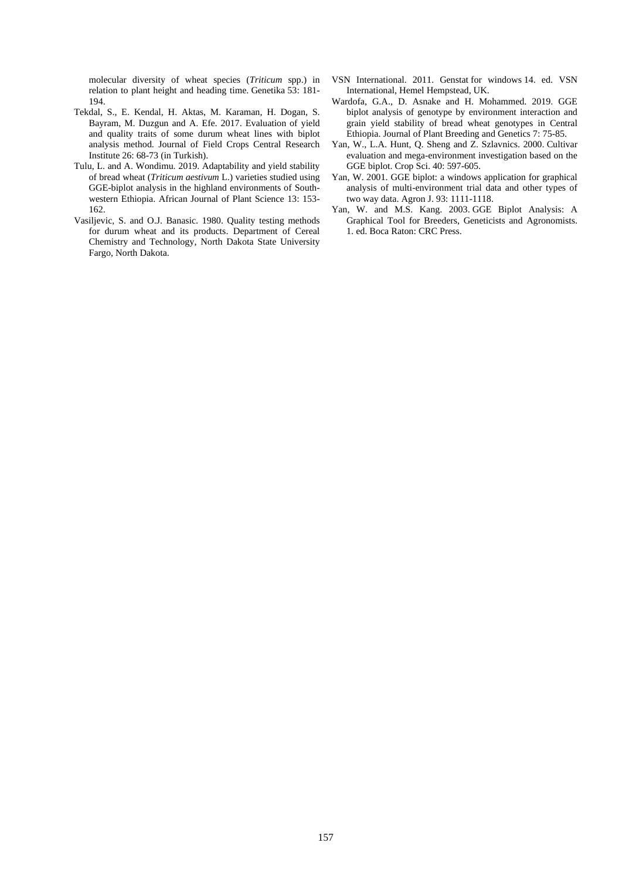molecular diversity of wheat species (*Triticum* spp.) in relation to plant height and heading time. Genetika 53: 181-194.

Tekdal, S., E. Kendal, H. Aktas, M. Karaman, H. Dogan, S. Bayram, M. Duzgun and A. Efe. 2017. Evaluation of yield and quality traits of some durum wheat lines with biplot analysis method. Journal of Field Crops Central Research Institute 26: 68-73 (in Turkish).

Tulu, L. and A. Wondimu. 2019. Adaptability and yield stability of bread wheat (*Triticum aestivum* L.) varieties studied using GGE-biplot analysis in the highland environments of South-western Ethiopia. African Journal of Plant Science 13: 153-162.

Vasiljevic, S. and O.J. Banasic. 1980. Quality testing methods for durum wheat and its products. Department of Cereal Chemistry and Technology, North Dakota State University Fargo, North Dakota.

VSN International. 2011. Genstat for windows 14. ed. VSN International, Hemel Hempstead, UK.

Wardofa, G.A., D. Asnake and H. Mohammed. 2019. GGE biplot analysis of genotype by environment interaction and grain yield stability of bread wheat genotypes in Central Ethiopia. Journal of Plant Breeding and Genetics 7: 75-85.

Yan, W., L.A. Hunt, Q. Sheng and Z. Szlavnics. 2000. Cultivar evaluation and mega-environment investigation based on the GGE biplot. Crop Sci. 40: 597-605.

Yan, W. 2001. GGE biplot: a windows application for graphical analysis of multi-environment trial data and other types of two way data. Agron J. 93: 1111-1118.

Yan, W. and M.S. Kang. 2003. GGE Biplot Analysis: A Graphical Tool for Breeders, Geneticists and Agronomists. 1. ed. Boca Raton: CRC Press.